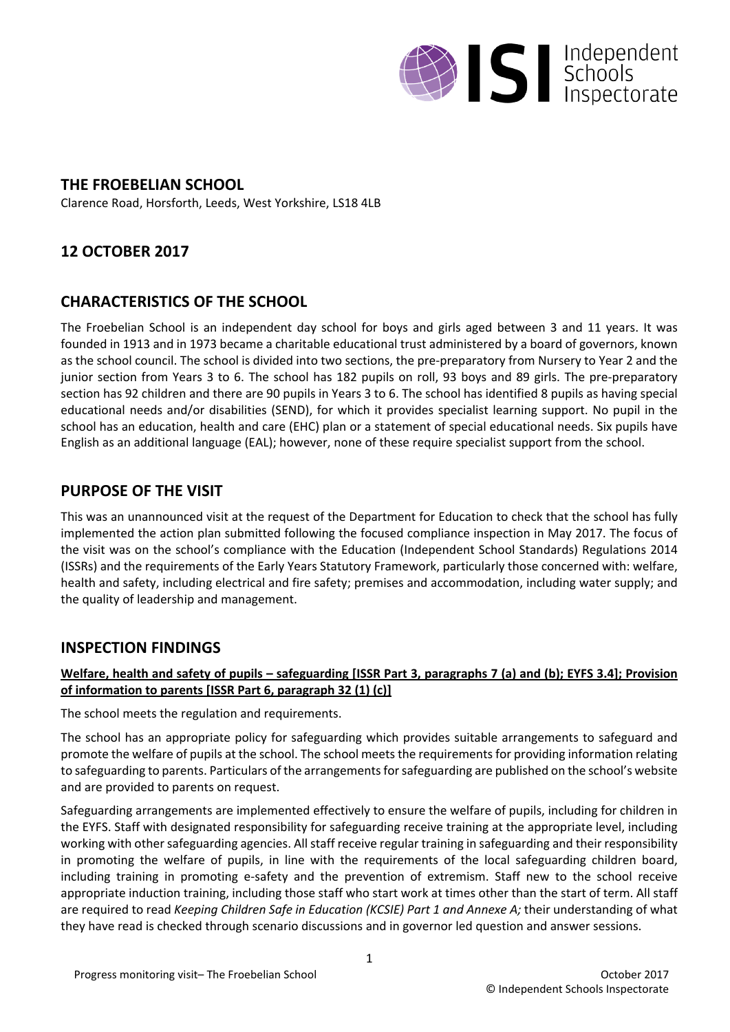# THE FROEBELIAN SCHOOL

Clarence Road, Horsforth, Leeds, West Yorkshire, LS18 4LB

## 12 OCTOBER 2017

## CHARACTERISTICS OF THE SCHOOL

The Froebelian School is an independent day school for boys and girls aged between 3 and 11 years. It was founded in 1913 and in 1973 became a charitable educational trust administered by a board of governors, known as the school council. The school is divided into two sections, the pre-preparatory from Nursery to Year 2 and the junior section from Years 3 to 6. The school has 182 pupils on roll, 93 boys and 89 girls. The pre-preparatory section has 92 children and there are 90 pupils in Years 3 to 6. The school has identified 8 pupils as having special educational needs and/or disabilities (SEND), for which it provides specialist learning support. No pupil in the school has an education, health and care (EHC) plan or a statement of special educational needs. Six pupils have English as an additional language (EAL); however, none of these require specialist support from the school.

## PURPOSE OF THE VISIT

This was an unannounced visit at the request of the Department for Education to check that the school has fully implemented the action plan submitted following the focused compliance inspection in May 2017. The focus of the visit was on the school's compliance with the Education (Independent School Standards) Regulations 2014 (ISSRs) and the requirements of the Early Years Statutory Framework, particularly those concerned with: welfare, health and safety, including electrical and fire safety; premises and accommodation, including water supply; and the quality of leadership and management.

## INSPECTION FINDINGS

**Welfare, health and safety of pupils – safeguarding [ISSR Part 3, paragraphs 7 (a) and (b); EYFS 3.4]; Provision of information to parents [ISSR Part 6, paragraph 32 (1) (c)]**

The school meets the regulation and requirements.

The school has an appropriate policy for safeguarding which provides suitable arrangements to safeguard and promote the welfare of pupils at the school. The school meets the requirements for providing information relating to safeguarding to parents. Particulars of the arrangements for safeguarding are published on the school's website and are provided to parents on request.

Safeguarding arrangements are implemented effectively to ensure the welfare of pupils, including for children in the EYFS. Staff with designated responsibility for safeguarding receive training at the appropriate level, including working with other safeguarding agencies. All staff receive regular training in safeguarding and their responsibility in promoting the welfare of pupils, in line with the requirements of the local safeguarding children board, including training in promoting e-safety and the prevention of extremism. Staff new to the school receive appropriate induction training, including those staff who start work at times other than the start of term. All staff are required to read *Keeping Children Safe in Education (KCSIE) Part 1 and Annexe A;* their understanding of what they have read is checked through scenario discussions and in governor led question and answer sessions.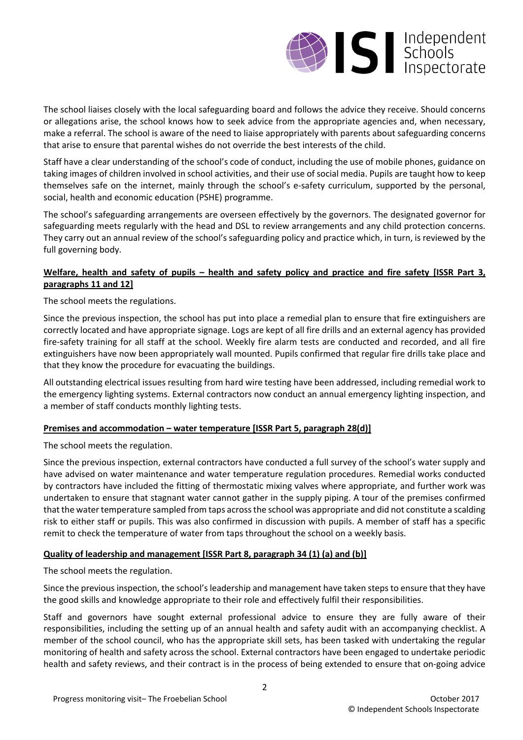The school liaises closely with the local safeguarding board and follows the advice they receive. Should concerns or allegations arise, the school knows how to seek advice from the appropriate agencies and, when necessary, make a referral. The school is aware of the need to liaise appropriately with parents about safeguarding concerns that arise to ensure that parental wishes do not override the best interests of the child.

Staff have a clear understanding of the school's code of conduct, including the use of mobile phones, guidance on taking images of children involved in school activities, and their use of social media. Pupils are taught how to keep themselves safe on the internet, mainly through the school's e-safety curriculum, supported by the personal, social, health and economic education (PSHE) programme.

The school's safeguarding arrangements are overseen effectively by the governors. The designated governor for safeguarding meets regularly with the head and DSL to review arrangements and any child protection concerns. They carry out an annual review of the school's safeguarding policy and practice which, in turn, is reviewed by the full governing body.

**Welfare, health and safety of pupils – health and safety policy and practice and fire safety [ISSR Part 3, paragraphs 11 and 12]**

The school meets the regulations.

Since the previous inspection, the school has put into place a remedial plan to ensure that fire extinguishers are correctly located and have appropriate signage. Logs are kept of all fire drills and an external agency has provided fire-safety training for all staff at the school. Weekly fire alarm tests are conducted and recorded, and all fire extinguishers have now been appropriately wall mounted. Pupils confirmed that regular fire drills take place and that they know the procedure for evacuating the buildings.

All outstanding electrical issues resulting from hard wire testing have been addressed, including remedial work to the emergency lighting systems. External contractors now conduct an annual emergency lighting inspection, and a member of staff conducts monthly lighting tests.

**Premises and accommodation – water temperature [ISSR Part 5, paragraph 28(d)]**

The school meets the regulation.

Since the previous inspection, external contractors have conducted a full survey of the school's water supply and have advised on water maintenance and water temperature regulation procedures. Remedial works conducted by contractors have included the fitting of thermostatic mixing valves where appropriate, and further work was undertaken to ensure that stagnant water cannot gather in the supply piping. A tour of the premises confirmed that the water temperature sampled from taps across the school was appropriate and did not constitute a scalding risk to either staff or pupils. This was also confirmed in discussion with pupils. A member of staff has a specific remit to check the temperature of water from taps throughout the school on a weekly basis.

**Quality of leadership and management [ISSR Part 8, paragraph 34 (1) (a) and (b)]**

The school meets the regulation.

Since the previous inspection, the school's leadership and management have taken steps to ensure that they have the good skills and knowledge appropriate to their role and effectively fulfil their responsibilities.

Staff and governors have sought external professional advice to ensure they are fully aware of their responsibilities, including the setting up of an annual health and safety audit with an accompanying checklist. A member of the school council, who has the appropriate skill sets, has been tasked with undertaking the regular monitoring of health and safety across the school. External contractors have been engaged to undertake periodic health and safety reviews, and their contract is in the process of being extended to ensure that on-going advice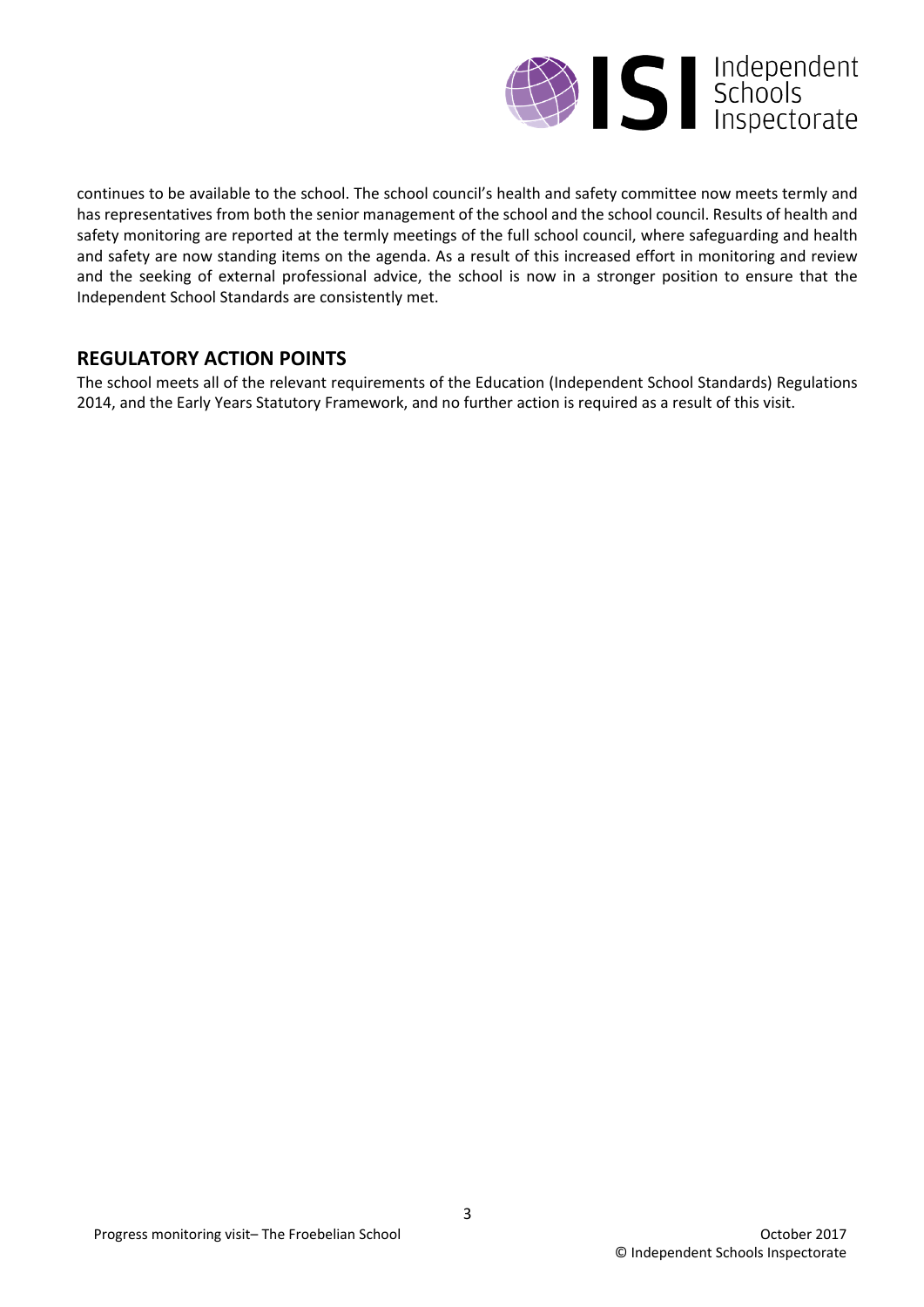continues to be available to the school. The school council's health and safety committee now meets termly and has representatives from both the senior management of the school and the school council. Results of health and safety monitoring are reported at the termly meetings of the full school council, where safeguarding and health and safety are now standing items on the agenda. As a result of this increased effort in monitoring and review and the seeking of external professional advice, the school is now in a stronger position to ensure that the Independent School Standards are consistently met.

## REGULATORY ACTION POINTS

The school meets all of the relevant requirements of the Education (Independent School Standards) Regulations 2014, and the Early Years Statutory Framework, and no further action is required as a result of this visit.